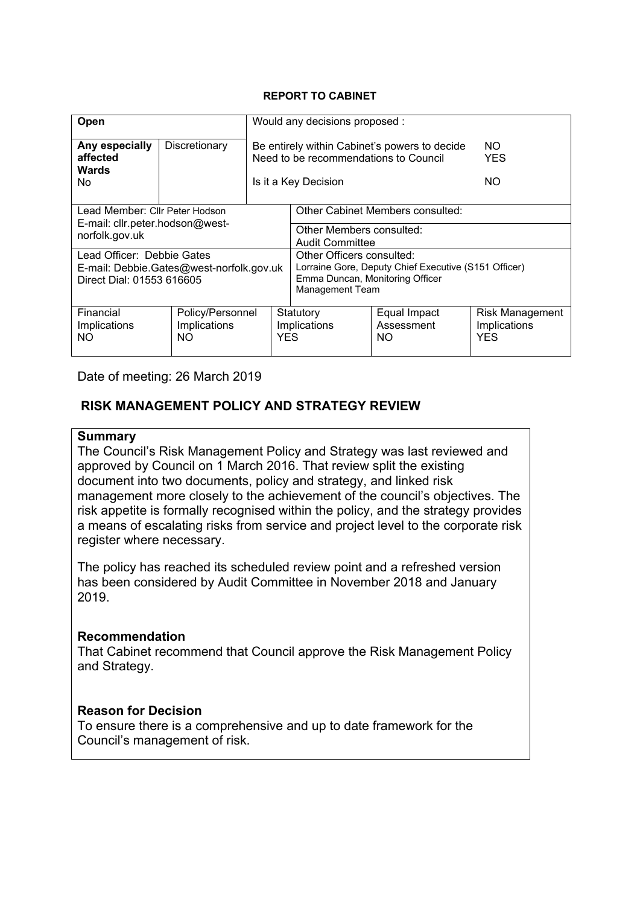**REPORT TO CABINET**

| Open | | Would any decisions proposed : | |
|---|---|---|---|
| **Any especially affected Wards** No | Discretionary | Be entirely within Cabinet's powers to decide<br>Need to be recommendations to Council<br><br>Is it a Key Decision | NO<br>YES<br><br>NO |

| | |
|---|---|
| Lead Member: Cllr Peter Hodson<br>E-mail: cllr.peter.hodson@west-norfolk.gov.uk | Other Cabinet Members consulted:<br><br>Other Members consulted:<br>Audit Committee |
| Lead Officer: Debbie Gates<br>E-mail: Debbie.Gates@west-norfolk.gov.uk<br>Direct Dial: 01553 616605 | Other Officers consulted:<br>Lorraine Gore, Deputy Chief Executive (S151 Officer)<br>Emma Duncan, Monitoring Officer<br>Management Team |

| Financial Implications | Policy/Personnel Implications | Statutory Implications | Equal Impact Assessment | Risk Management Implications |
|---|---|---|---|---|
| NO | NO | YES | NO | YES |

Date of meeting: 26 March 2019

## RISK MANAGEMENT POLICY AND STRATEGY REVIEW

**Summary**

The Council's Risk Management Policy and Strategy was last reviewed and approved by Council on 1 March 2016. That review split the existing document into two documents, policy and strategy, and linked risk management more closely to the achievement of the council's objectives. The risk appetite is formally recognised within the policy, and the strategy provides a means of escalating risks from service and project level to the corporate risk register where necessary.

The policy has reached its scheduled review point and a refreshed version has been considered by Audit Committee in November 2018 and January 2019.

**Recommendation**

That Cabinet recommend that Council approve the Risk Management Policy and Strategy.

**Reason for Decision**

To ensure there is a comprehensive and up to date framework for the Council's management of risk.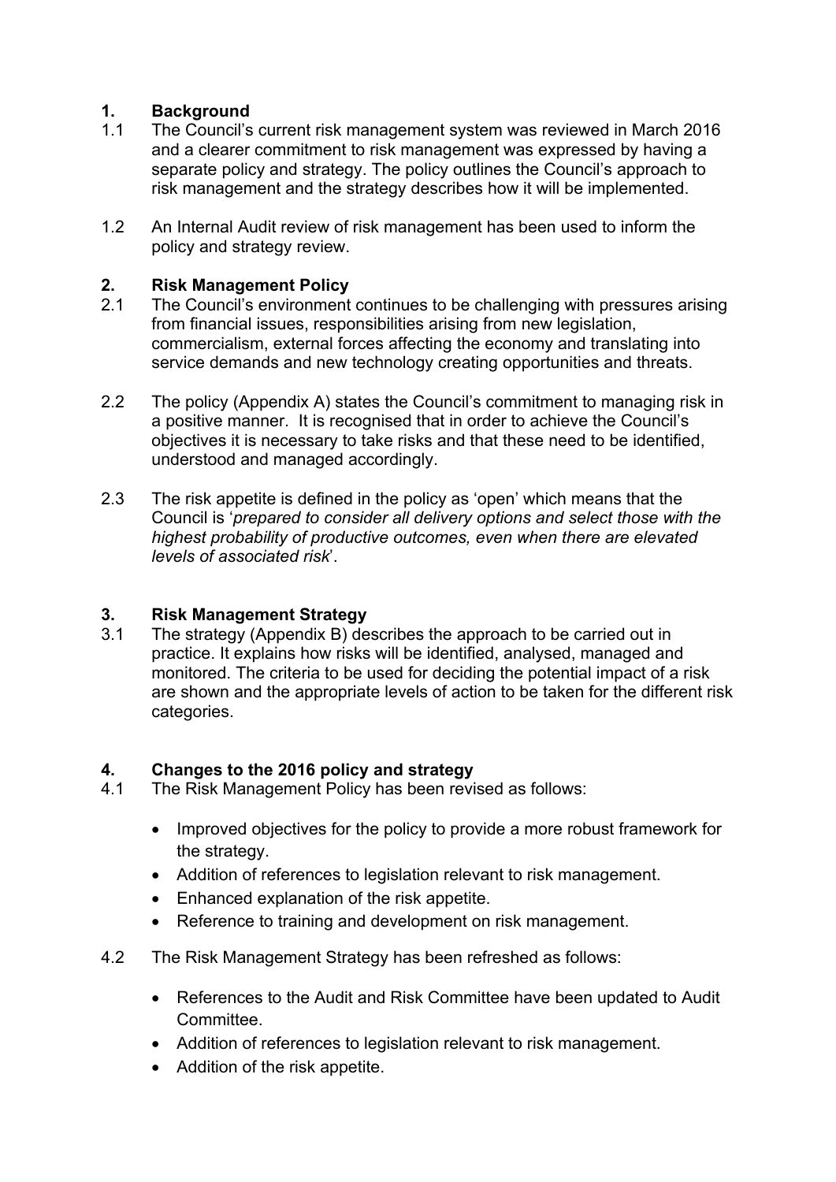## 1. Background

1.1 The Council's current risk management system was reviewed in March 2016 and a clearer commitment to risk management was expressed by having a separate policy and strategy. The policy outlines the Council's approach to risk management and the strategy describes how it will be implemented.

1.2 An Internal Audit review of risk management has been used to inform the policy and strategy review.

## 2. Risk Management Policy

2.1 The Council's environment continues to be challenging with pressures arising from financial issues, responsibilities arising from new legislation, commercialism, external forces affecting the economy and translating into service demands and new technology creating opportunities and threats.

2.2 The policy (Appendix A) states the Council's commitment to managing risk in a positive manner. It is recognised that in order to achieve the Council's objectives it is necessary to take risks and that these need to be identified, understood and managed accordingly.

2.3 The risk appetite is defined in the policy as 'open' which means that the Council is '*prepared to consider all delivery options and select those with the highest probability of productive outcomes, even when there are elevated levels of associated risk*'.

## 3. Risk Management Strategy

3.1 The strategy (Appendix B) describes the approach to be carried out in practice. It explains how risks will be identified, analysed, managed and monitored. The criteria to be used for deciding the potential impact of a risk are shown and the appropriate levels of action to be taken for the different risk categories.

## 4. Changes to the 2016 policy and strategy

4.1 The Risk Management Policy has been revised as follows:

- Improved objectives for the policy to provide a more robust framework for the strategy.
- Addition of references to legislation relevant to risk management.
- Enhanced explanation of the risk appetite.
- Reference to training and development on risk management.

4.2 The Risk Management Strategy has been refreshed as follows:

- References to the Audit and Risk Committee have been updated to Audit Committee.
- Addition of references to legislation relevant to risk management.
- Addition of the risk appetite.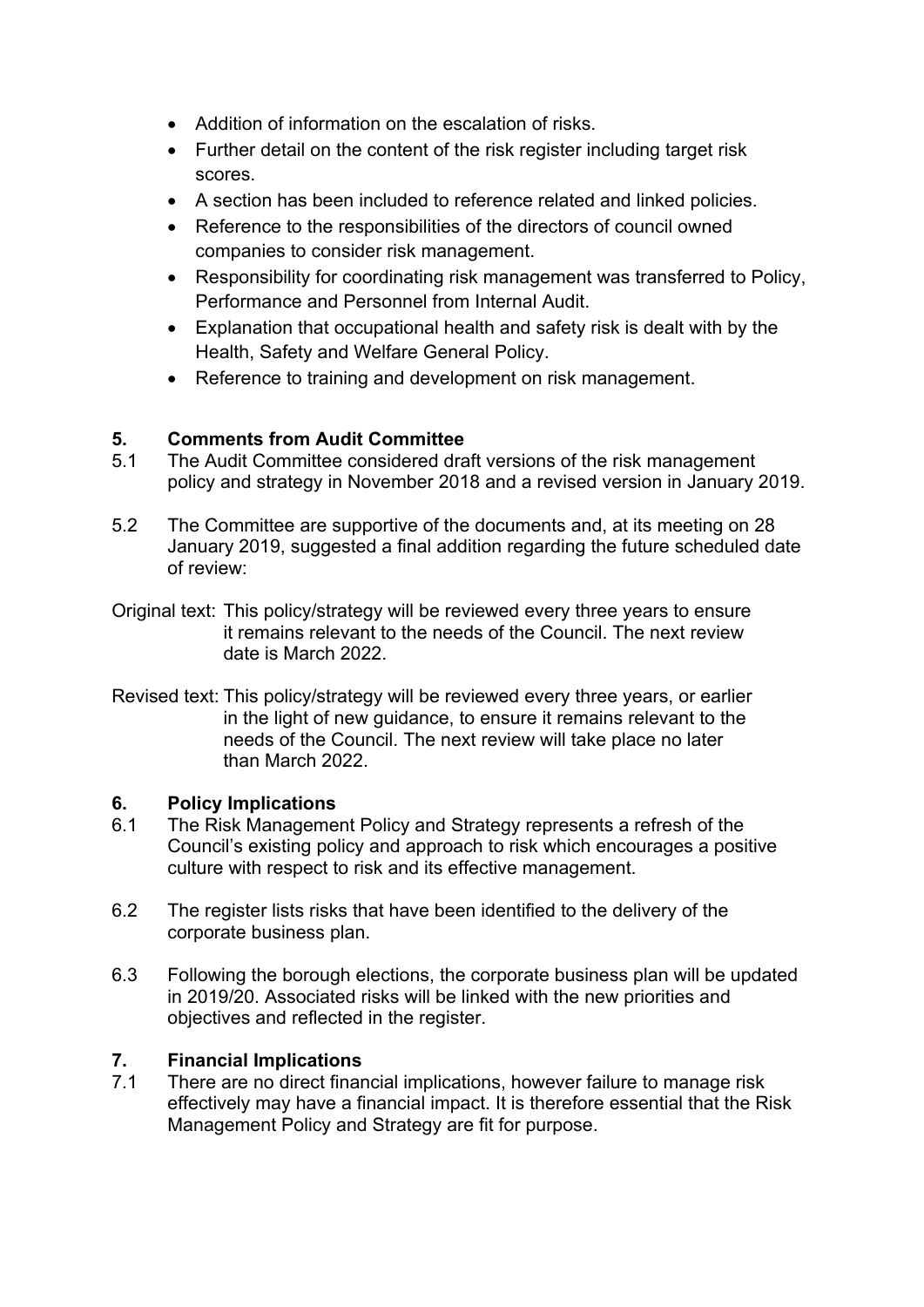- Addition of information on the escalation of risks.
- Further detail on the content of the risk register including target risk scores.
- A section has been included to reference related and linked policies.
- Reference to the responsibilities of the directors of council owned companies to consider risk management.
- Responsibility for coordinating risk management was transferred to Policy, Performance and Personnel from Internal Audit.
- Explanation that occupational health and safety risk is dealt with by the Health, Safety and Welfare General Policy.
- Reference to training and development on risk management.

## 5. Comments from Audit Committee

5.1 The Audit Committee considered draft versions of the risk management policy and strategy in November 2018 and a revised version in January 2019.

5.2 The Committee are supportive of the documents and, at its meeting on 28 January 2019, suggested a final addition regarding the future scheduled date of review:

Original text: This policy/strategy will be reviewed every three years to ensure it remains relevant to the needs of the Council. The next review date is March 2022.

Revised text: This policy/strategy will be reviewed every three years, or earlier in the light of new guidance, to ensure it remains relevant to the needs of the Council. The next review will take place no later than March 2022.

## 6. Policy Implications

6.1 The Risk Management Policy and Strategy represents a refresh of the Council's existing policy and approach to risk which encourages a positive culture with respect to risk and its effective management.

6.2 The register lists risks that have been identified to the delivery of the corporate business plan.

6.3 Following the borough elections, the corporate business plan will be updated in 2019/20. Associated risks will be linked with the new priorities and objectives and reflected in the register.

## 7. Financial Implications

7.1 There are no direct financial implications, however failure to manage risk effectively may have a financial impact. It is therefore essential that the Risk Management Policy and Strategy are fit for purpose.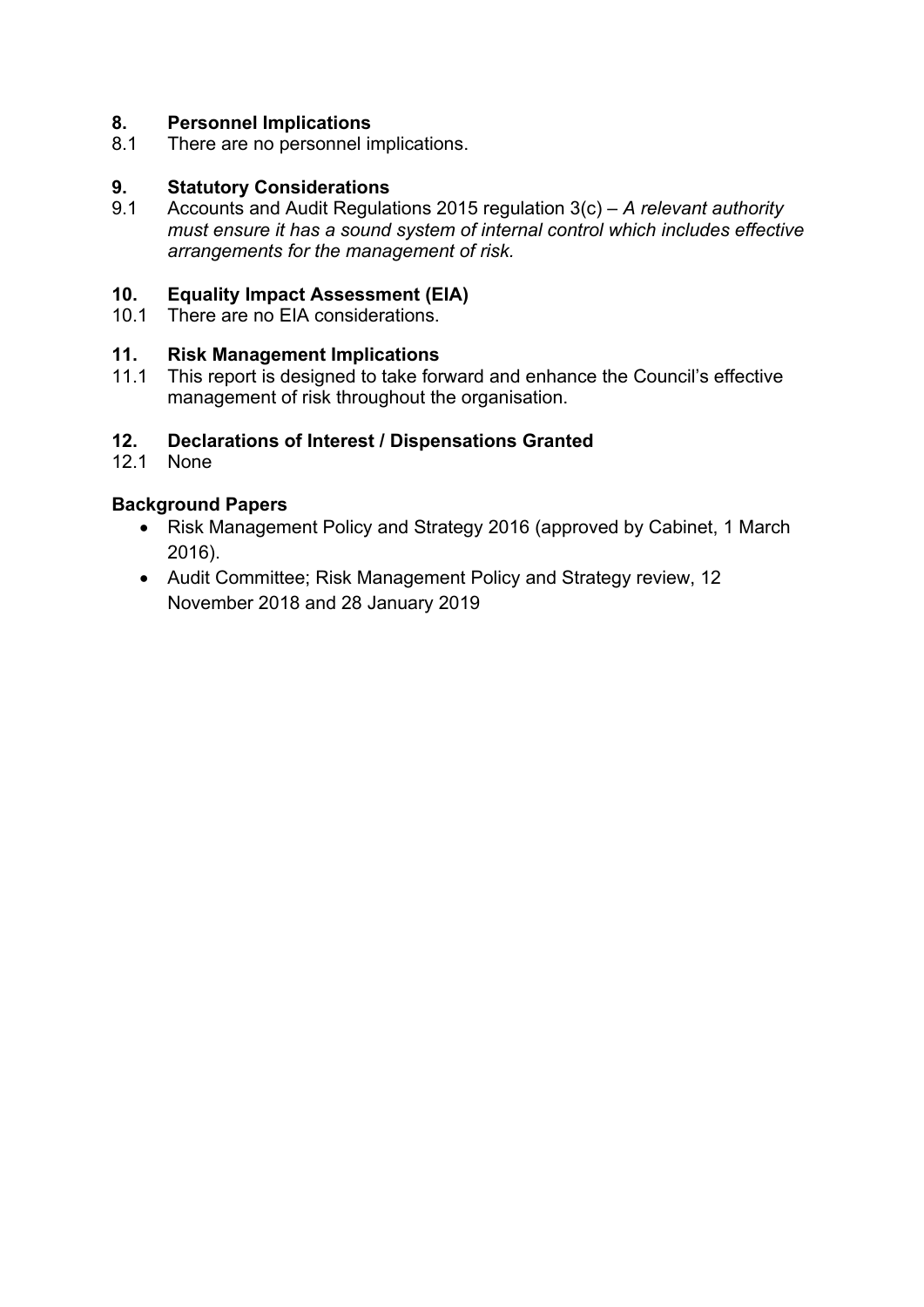## 8. Personnel Implications

8.1 There are no personnel implications.

## 9. Statutory Considerations

9.1 Accounts and Audit Regulations 2015 regulation 3(c) – *A relevant authority must ensure it has a sound system of internal control which includes effective arrangements for the management of risk.*

## 10. Equality Impact Assessment (EIA)

10.1 There are no EIA considerations.

## 11. Risk Management Implications

11.1 This report is designed to take forward and enhance the Council's effective management of risk throughout the organisation.

## 12. Declarations of Interest / Dispensations Granted

12.1 None

## Background Papers

- Risk Management Policy and Strategy 2016 (approved by Cabinet, 1 March 2016).
- Audit Committee; Risk Management Policy and Strategy review, 12 November 2018 and 28 January 2019